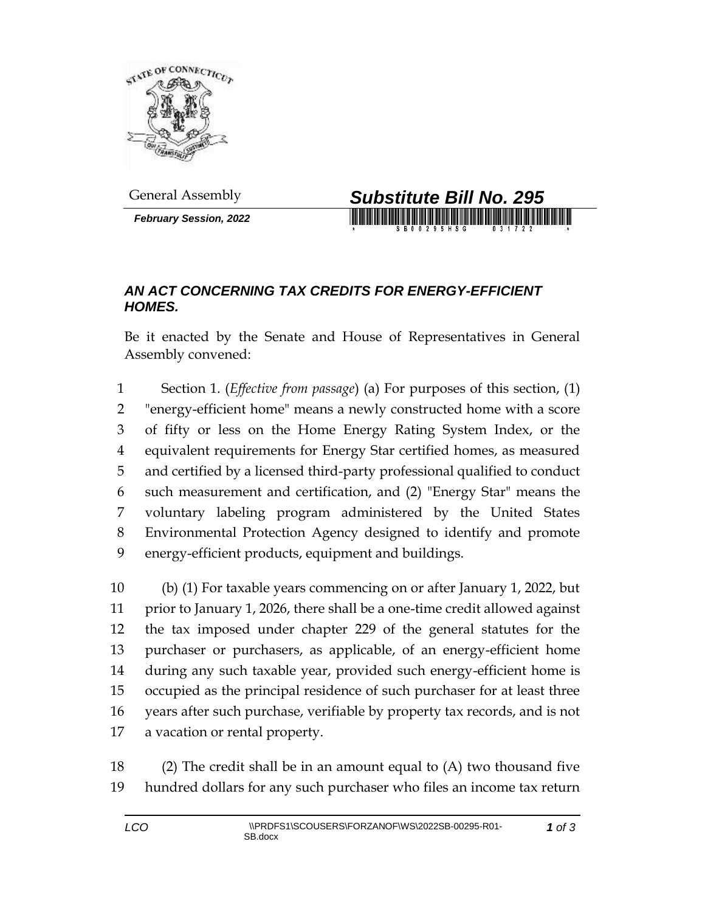General Assembly

***February Session, 2022***

# *Substitute Bill No. 295*

## *AN ACT CONCERNING TAX CREDITS FOR ENERGY-EFFICIENT HOMES.*

Be it enacted by the Senate and House of Representatives in General Assembly convened:

1 Section 1. (*Effective from passage*) (a) For purposes of this section, (1)
2 "energy-efficient home" means a newly constructed home with a score
3 of fifty or less on the Home Energy Rating System Index, or the
4 equivalent requirements for Energy Star certified homes, as measured
5 and certified by a licensed third-party professional qualified to conduct
6 such measurement and certification, and (2) "Energy Star" means the
7 voluntary labeling program administered by the United States
8 Environmental Protection Agency designed to identify and promote
9 energy-efficient products, equipment and buildings.

10 (b) (1) For taxable years commencing on or after January 1, 2022, but
11 prior to January 1, 2026, there shall be a one-time credit allowed against
12 the tax imposed under chapter 229 of the general statutes for the
13 purchaser or purchasers, as applicable, of an energy-efficient home
14 during any such taxable year, provided such energy-efficient home is
15 occupied as the principal residence of such purchaser for at least three
16 years after such purchase, verifiable by property tax records, and is not
17 a vacation or rental property.

18 (2) The credit shall be in an amount equal to (A) two thousand five
19 hundred dollars for any such purchaser who files an income tax return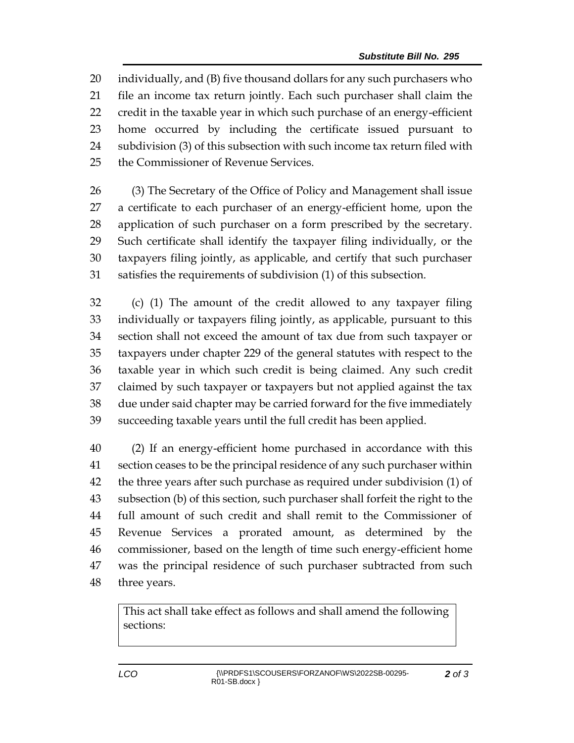individually, and (B) five thousand dollars for any such purchasers who file an income tax return jointly. Each such purchaser shall claim the credit in the taxable year in which such purchase of an energy-efficient home occurred by including the certificate issued pursuant to subdivision (3) of this subsection with such income tax return filed with the Commissioner of Revenue Services.

(3) The Secretary of the Office of Policy and Management shall issue a certificate to each purchaser of an energy-efficient home, upon the application of such purchaser on a form prescribed by the secretary. Such certificate shall identify the taxpayer filing individually, or the taxpayers filing jointly, as applicable, and certify that such purchaser satisfies the requirements of subdivision (1) of this subsection.

(c) (1) The amount of the credit allowed to any taxpayer filing individually or taxpayers filing jointly, as applicable, pursuant to this section shall not exceed the amount of tax due from such taxpayer or taxpayers under chapter 229 of the general statutes with respect to the taxable year in which such credit is being claimed. Any such credit claimed by such taxpayer or taxpayers but not applied against the tax due under said chapter may be carried forward for the five immediately succeeding taxable years until the full credit has been applied.

(2) If an energy-efficient home purchased in accordance with this section ceases to be the principal residence of any such purchaser within the three years after such purchase as required under subdivision (1) of subsection (b) of this section, such purchaser shall forfeit the right to the full amount of such credit and shall remit to the Commissioner of Revenue Services a prorated amount, as determined by the commissioner, based on the length of time such energy-efficient home was the principal residence of such purchaser subtracted from such three years.

| This act shall take effect as follows and shall amend the following sections: |
| --- |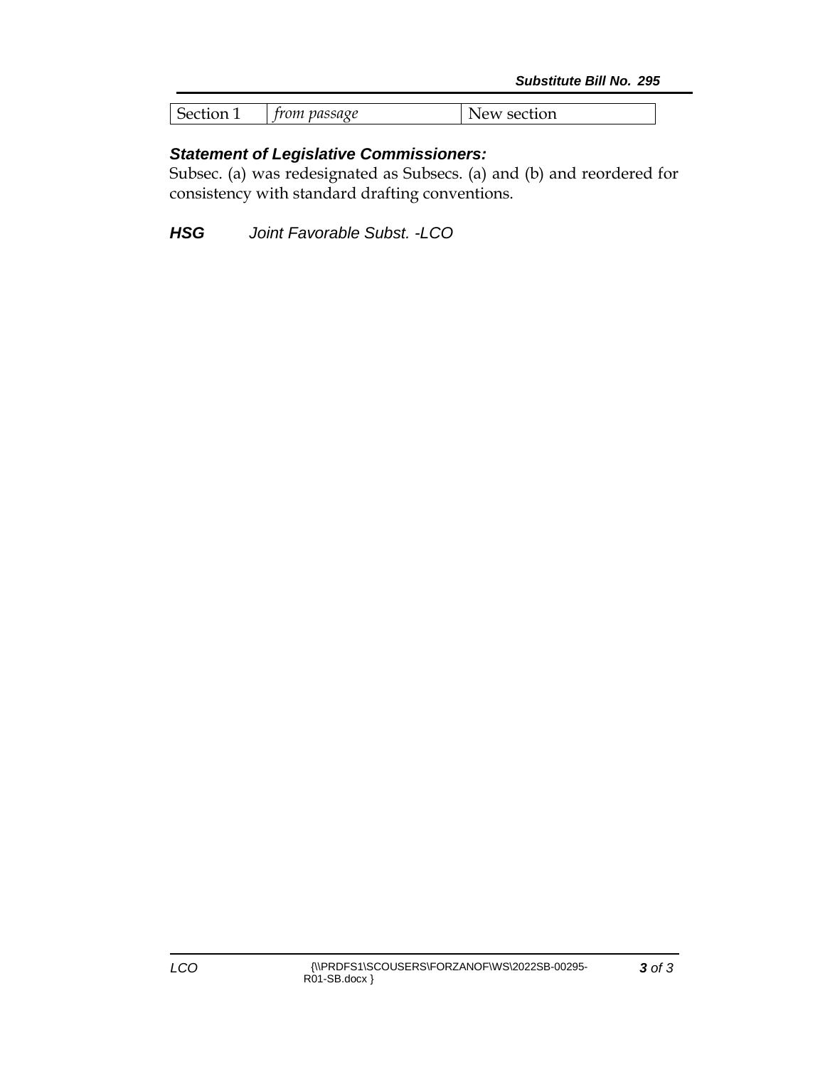| | | |
|---|---|---|
| Section 1 | *from passage* | New section |

***Statement of Legislative Commissioners:***

Subsec. (a) was redesignated as Subsecs. (a) and (b) and reordered for consistency with standard drafting conventions.

***HSG*** *Joint Favorable Subst. -LCO*